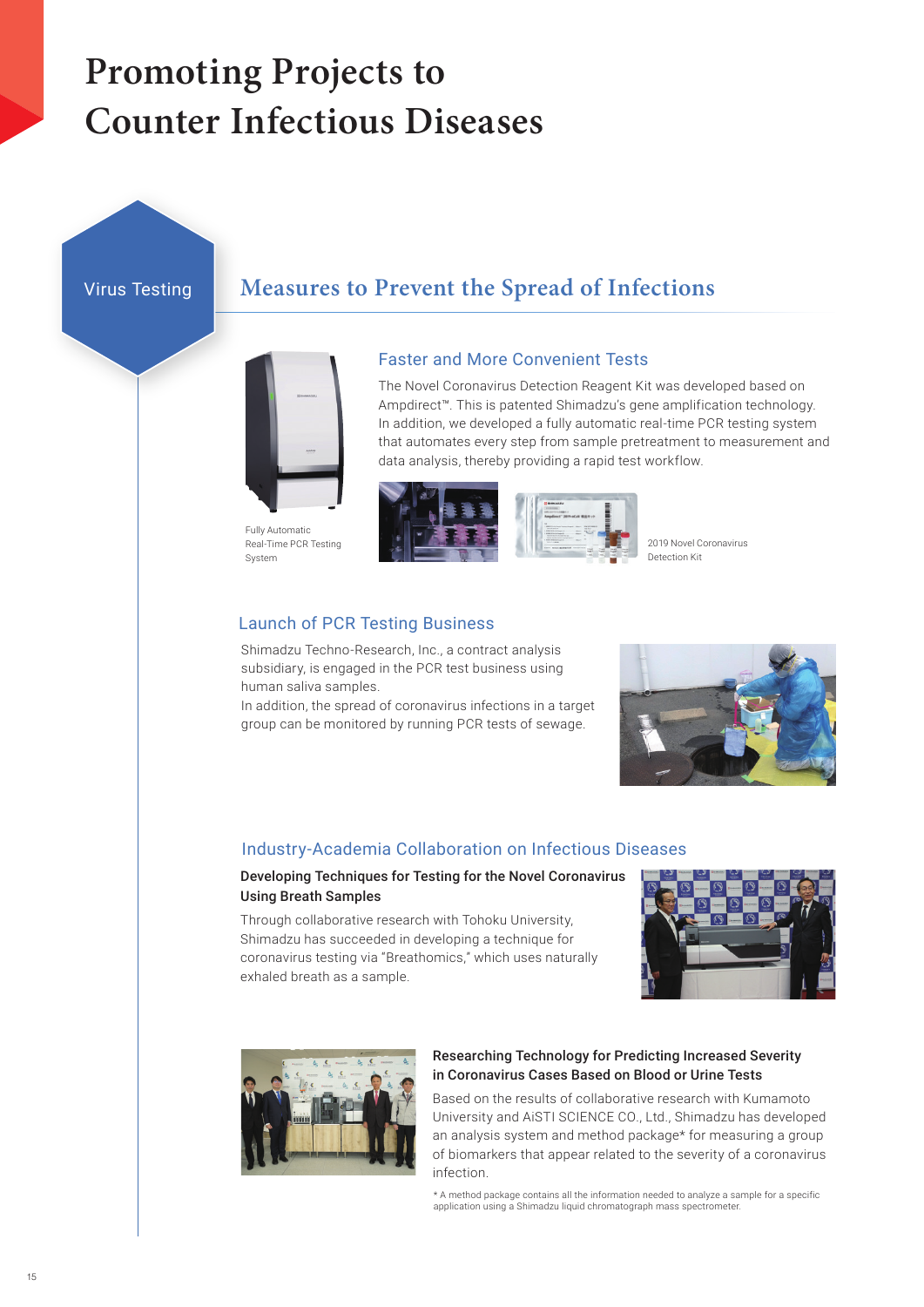# Promoting Projects to Counter Infectious Diseases

Virus Testing

## Measures to Prevent the Spread of Infections

### Faster and More Convenient Tests

The Novel Coronavirus Detection Reagent Kit was developed based on Ampdirect™. This is patented Shimadzu's gene amplification technology. In addition, we developed a fully automatic real-time PCR testing system that automates every step from sample pretreatment to measurement and data analysis, thereby providing a rapid test workflow.

Fully Automatic Real-Time PCR Testing System

2019 Novel Coronavirus Detection Kit

### Launch of PCR Testing Business

Shimadzu Techno-Research, Inc., a contract analysis subsidiary, is engaged in the PCR test business using human saliva samples.

In addition, the spread of coronavirus infections in a target group can be monitored by running PCR tests of sewage.

### Industry-Academia Collaboration on Infectious Diseases

**Developing Techniques for Testing for the Novel Coronavirus Using Breath Samples**

Through collaborative research with Tohoku University, Shimadzu has succeeded in developing a technique for coronavirus testing via "Breathomics," which uses naturally exhaled breath as a sample.

**Researching Technology for Predicting Increased Severity in Coronavirus Cases Based on Blood or Urine Tests**

Based on the results of collaborative research with Kumamoto University and AiSTI SCIENCE CO., Ltd., Shimadzu has developed an analysis system and method package* for measuring a group of biomarkers that appear related to the severity of a coronavirus infection.

* A method package contains all the information needed to analyze a sample for a specific application using a Shimadzu liquid chromatograph mass spectrometer.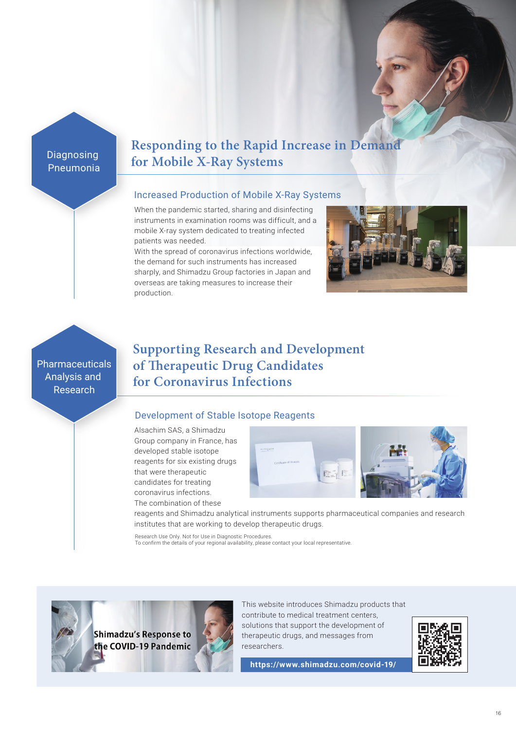Diagnosing Pneumonia

## Responding to the Rapid Increase in Demand for Mobile X-Ray Systems

### Increased Production of Mobile X-Ray Systems

When the pandemic started, sharing and disinfecting instruments in examination rooms was difficult, and a mobile X-ray system dedicated to treating infected patients was needed.
With the spread of coronavirus infections worldwide, the demand for such instruments has increased sharply, and Shimadzu Group factories in Japan and overseas are taking measures to increase their production.

Pharmaceuticals Analysis and Research

## Supporting Research and Development of Therapeutic Drug Candidates for Coronavirus Infections

### Development of Stable Isotope Reagents

Alsachim SAS, a Shimadzu Group company in France, has developed stable isotope reagents for six existing drugs that were therapeutic candidates for treating coronavirus infections.
The combination of these reagents and Shimadzu analytical instruments supports pharmaceutical companies and research institutes that are working to develop therapeutic drugs.

Research Use Only. Not for Use in Diagnostic Procedures.
To confirm the details of your regional availability, please contact your local representative.

**Shimadzu's Response to the COVID-19 Pandemic**

This website introduces Shimadzu products that contribute to medical treatment centers, solutions that support the development of therapeutic drugs, and messages from researchers.

**https://www.shimadzu.com/covid-19/**